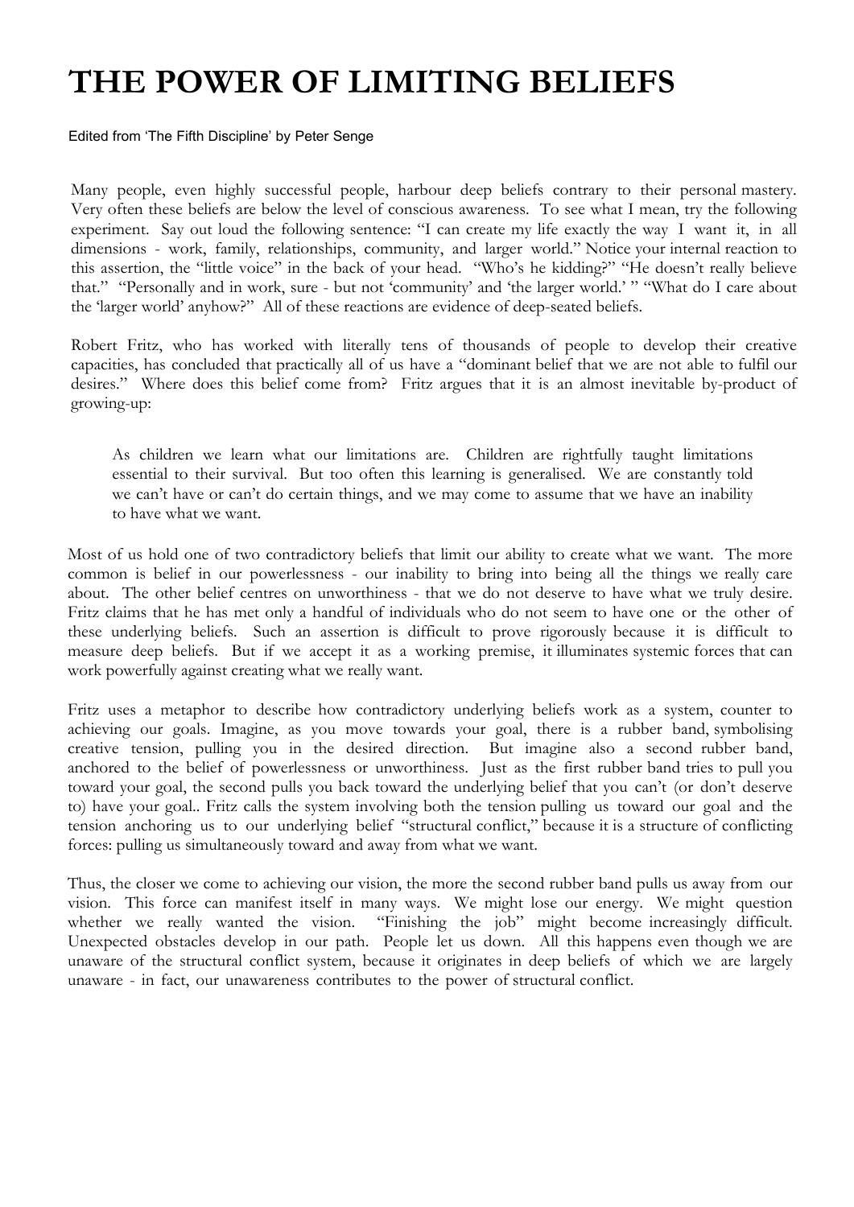# THE POWER OF LIMITING BELIEFS

Edited from 'The Fifth Discipline' by Peter Senge

Many people, even highly successful people, harbour deep beliefs contrary to their personal mastery. Very often these beliefs are below the level of conscious awareness. To see what I mean, try the following experiment. Say out loud the following sentence: "I can create my life exactly the way I want it, in all dimensions - work, family, relationships, community, and larger world." Notice your internal reaction to this assertion, the "little voice" in the back of your head. "Who's he kidding?" "He doesn't really believe that." "Personally and in work, sure - but not 'community' and 'the larger world.' " "What do I care about the 'larger world' anyhow?" All of these reactions are evidence of deep-seated beliefs.

Robert Fritz, who has worked with literally tens of thousands of people to develop their creative capacities, has concluded that practically all of us have a "dominant belief that we are not able to fulfil our desires." Where does this belief come from? Fritz argues that it is an almost inevitable by-product of growing-up:

> As children we learn what our limitations are. Children are rightfully taught limitations essential to their survival. But too often this learning is generalised. We are constantly told we can't have or can't do certain things, and we may come to assume that we have an inability to have what we want.

Most of us hold one of two contradictory beliefs that limit our ability to create what we want. The more common is belief in our powerlessness - our inability to bring into being all the things we really care about. The other belief centres on unworthiness - that we do not deserve to have what we truly desire. Fritz claims that he has met only a handful of individuals who do not seem to have one or the other of these underlying beliefs. Such an assertion is difficult to prove rigorously because it is difficult to measure deep beliefs. But if we accept it as a working premise, it illuminates systemic forces that can work powerfully against creating what we really want.

Fritz uses a metaphor to describe how contradictory underlying beliefs work as a system, counter to achieving our goals. Imagine, as you move towards your goal, there is a rubber band, symbolising creative tension, pulling you in the desired direction. But imagine also a second rubber band, anchored to the belief of powerlessness or unworthiness. Just as the first rubber band tries to pull you toward your goal, the second pulls you back toward the underlying belief that you can't (or don't deserve to) have your goal.. Fritz calls the system involving both the tension pulling us toward our goal and the tension anchoring us to our underlying belief "structural conflict," because it is a structure of conflicting forces: pulling us simultaneously toward and away from what we want.

Thus, the closer we come to achieving our vision, the more the second rubber band pulls us away from our vision. This force can manifest itself in many ways. We might lose our energy. We might question whether we really wanted the vision. "Finishing the job" might become increasingly difficult. Unexpected obstacles develop in our path. People let us down. All this happens even though we are unaware of the structural conflict system, because it originates in deep beliefs of which we are largely unaware - in fact, our unawareness contributes to the power of structural conflict.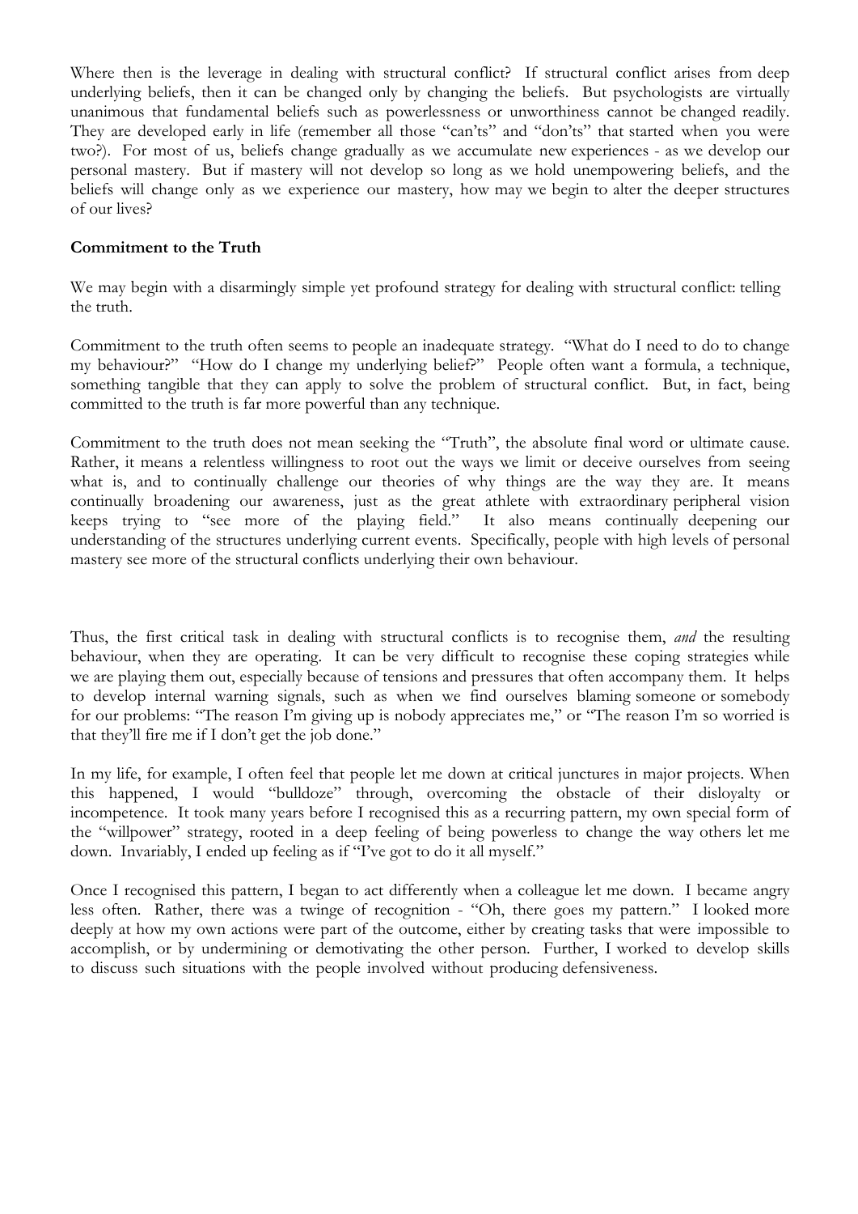Where then is the leverage in dealing with structural conflict? If structural conflict arises from deep underlying beliefs, then it can be changed only by changing the beliefs. But psychologists are virtually unanimous that fundamental beliefs such as powerlessness or unworthiness cannot be changed readily. They are developed early in life (remember all those "can'ts" and "don'ts" that started when you were two?). For most of us, beliefs change gradually as we accumulate new experiences - as we develop our personal mastery. But if mastery will not develop so long as we hold unempowering beliefs, and the beliefs will change only as we experience our mastery, how may we begin to alter the deeper structures of our lives?

**Commitment to the Truth**

We may begin with a disarmingly simple yet profound strategy for dealing with structural conflict: telling the truth.

Commitment to the truth often seems to people an inadequate strategy. "What do I need to do to change my behaviour?" "How do I change my underlying belief?" People often want a formula, a technique, something tangible that they can apply to solve the problem of structural conflict. But, in fact, being committed to the truth is far more powerful than any technique.

Commitment to the truth does not mean seeking the "Truth", the absolute final word or ultimate cause. Rather, it means a relentless willingness to root out the ways we limit or deceive ourselves from seeing what is, and to continually challenge our theories of why things are the way they are. It means continually broadening our awareness, just as the great athlete with extraordinary peripheral vision keeps trying to "see more of the playing field." It also means continually deepening our understanding of the structures underlying current events. Specifically, people with high levels of personal mastery see more of the structural conflicts underlying their own behaviour.

Thus, the first critical task in dealing with structural conflicts is to recognise them, *and* the resulting behaviour, when they are operating. It can be very difficult to recognise these coping strategies while we are playing them out, especially because of tensions and pressures that often accompany them. It helps to develop internal warning signals, such as when we find ourselves blaming someone or somebody for our problems: "The reason I'm giving up is nobody appreciates me," or "The reason I'm so worried is that they'll fire me if I don't get the job done."

In my life, for example, I often feel that people let me down at critical junctures in major projects. When this happened, I would "bulldoze" through, overcoming the obstacle of their disloyalty or incompetence. It took many years before I recognised this as a recurring pattern, my own special form of the "willpower" strategy, rooted in a deep feeling of being powerless to change the way others let me down. Invariably, I ended up feeling as if "I've got to do it all myself."

Once I recognised this pattern, I began to act differently when a colleague let me down. I became angry less often. Rather, there was a twinge of recognition - "Oh, there goes my pattern." I looked more deeply at how my own actions were part of the outcome, either by creating tasks that were impossible to accomplish, or by undermining or demotivating the other person. Further, I worked to develop skills to discuss such situations with the people involved without producing defensiveness.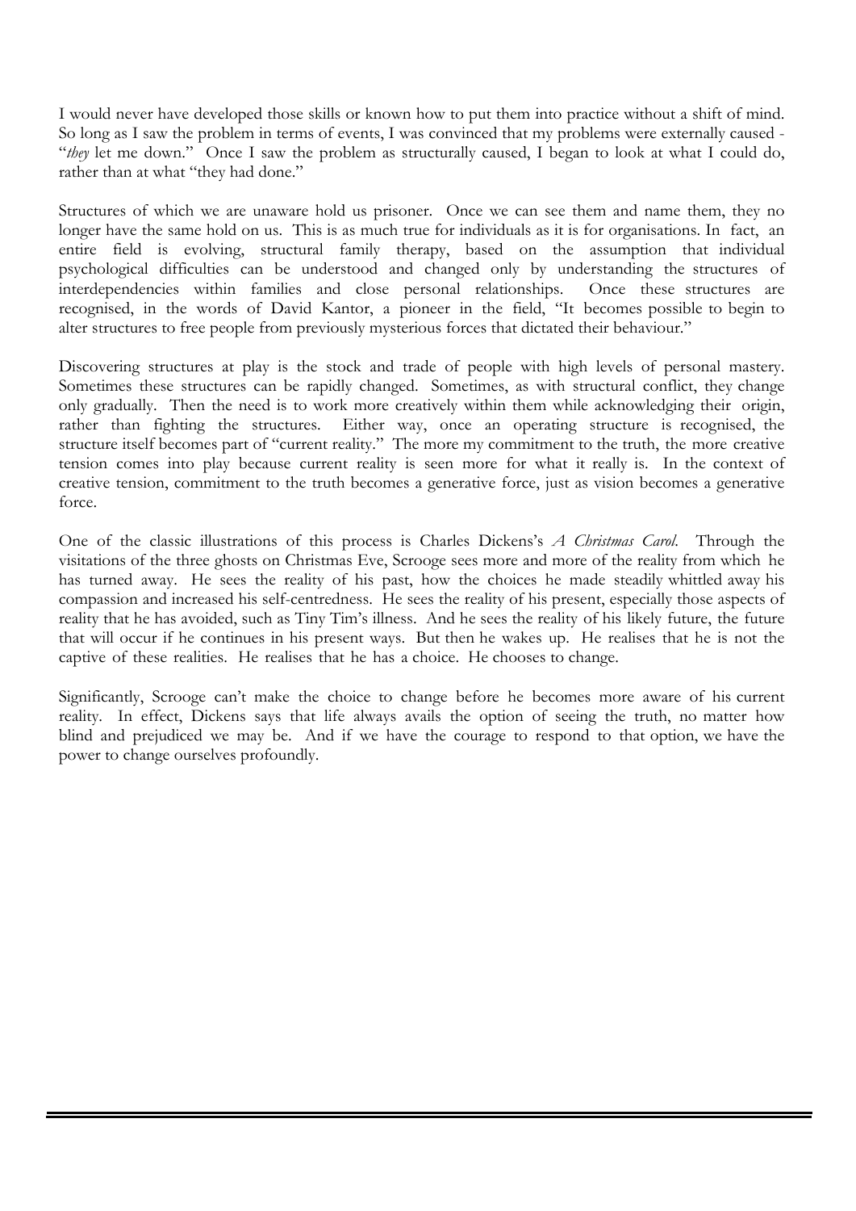I would never have developed those skills or known how to put them into practice without a shift of mind. So long as I saw the problem in terms of events, I was convinced that my problems were externally caused - "*they* let me down." Once I saw the problem as structurally caused, I began to look at what I could do, rather than at what "they had done."

Structures of which we are unaware hold us prisoner. Once we can see them and name them, they no longer have the same hold on us. This is as much true for individuals as it is for organisations. In fact, an entire field is evolving, structural family therapy, based on the assumption that individual psychological difficulties can be understood and changed only by understanding the structures of interdependencies within families and close personal relationships. Once these structures are recognised, in the words of David Kantor, a pioneer in the field, "It becomes possible to begin to alter structures to free people from previously mysterious forces that dictated their behaviour."

Discovering structures at play is the stock and trade of people with high levels of personal mastery. Sometimes these structures can be rapidly changed. Sometimes, as with structural conflict, they change only gradually. Then the need is to work more creatively within them while acknowledging their origin, rather than fighting the structures. Either way, once an operating structure is recognised, the structure itself becomes part of "current reality." The more my commitment to the truth, the more creative tension comes into play because current reality is seen more for what it really is. In the context of creative tension, commitment to the truth becomes a generative force, just as vision becomes a generative force.

One of the classic illustrations of this process is Charles Dickens's *A Christmas Carol*. Through the visitations of the three ghosts on Christmas Eve, Scrooge sees more and more of the reality from which he has turned away. He sees the reality of his past, how the choices he made steadily whittled away his compassion and increased his self-centredness. He sees the reality of his present, especially those aspects of reality that he has avoided, such as Tiny Tim's illness. And he sees the reality of his likely future, the future that will occur if he continues in his present ways. But then he wakes up. He realises that he is not the captive of these realities. He realises that he has a choice. He chooses to change.

Significantly, Scrooge can't make the choice to change before he becomes more aware of his current reality. In effect, Dickens says that life always avails the option of seeing the truth, no matter how blind and prejudiced we may be. And if we have the courage to respond to that option, we have the power to change ourselves profoundly.